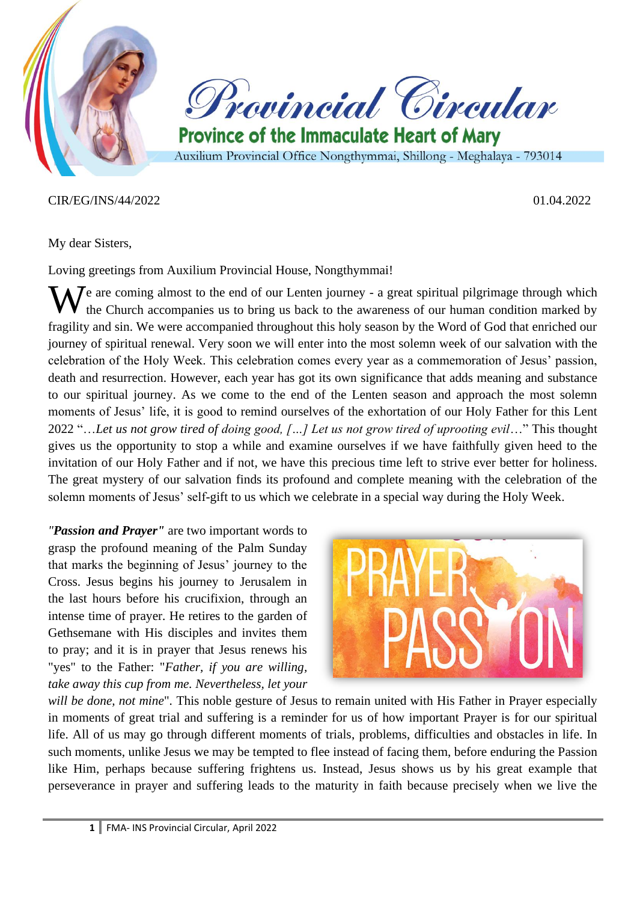# Provincial Circular

## Province of the Immaculate Heart of Mary

Auxilium Provincial Office Nongthymmai, Shillong - Meghalaya - 793014

CIR/EG/INS/44/2022 01.04.2022

My dear Sisters,

Loving greetings from Auxilium Provincial House, Nongthymmai!

We are coming almost to the end of our Lenten journey - a great spiritual pilgrimage through which the Church accompanies us to bring us back to the awareness of our human condition marked by fragility and sin. We were accompanied throughout this holy season by the Word of God that enriched our journey of spiritual renewal. Very soon we will enter into the most solemn week of our salvation with the celebration of the Holy Week. This celebration comes every year as a commemoration of Jesus' passion, death and resurrection. However, each year has got its own significance that adds meaning and substance to our spiritual journey. As we come to the end of the Lenten season and approach the most solemn moments of Jesus' life, it is good to remind ourselves of the exhortation of our Holy Father for this Lent 2022 "*…Let us not grow tired of doing good, […] Let us not grow tired of uprooting evil…*" This thought gives us the opportunity to stop a while and examine ourselves if we have faithfully given heed to the invitation of our Holy Father and if not, we have this precious time left to strive ever better for holiness. The great mystery of our salvation finds its profound and complete meaning with the celebration of the solemn moments of Jesus' self-gift to us which we celebrate in a special way during the Holy Week.

***"Passion and Prayer"*** are two important words to grasp the profound meaning of the Palm Sunday that marks the beginning of Jesus' journey to the Cross. Jesus begins his journey to Jerusalem in the last hours before his crucifixion, through an intense time of prayer. He retires to the garden of Gethsemane with His disciples and invites them to pray; and it is in prayer that Jesus renews his "yes" to the Father: "*Father, if you are willing, take away this cup from me. Nevertheless, let your will be done, not mine*". This noble gesture of Jesus to remain united with His Father in Prayer especially in moments of great trial and suffering is a reminder for us of how important Prayer is for our spiritual life. All of us may go through different moments of trials, problems, difficulties and obstacles in life. In such moments, unlike Jesus we may be tempted to flee instead of facing them, before enduring the Passion like Him, perhaps because suffering frightens us. Instead, Jesus shows us by his great example that perseverance in prayer and suffering leads to the maturity in faith because precisely when we live the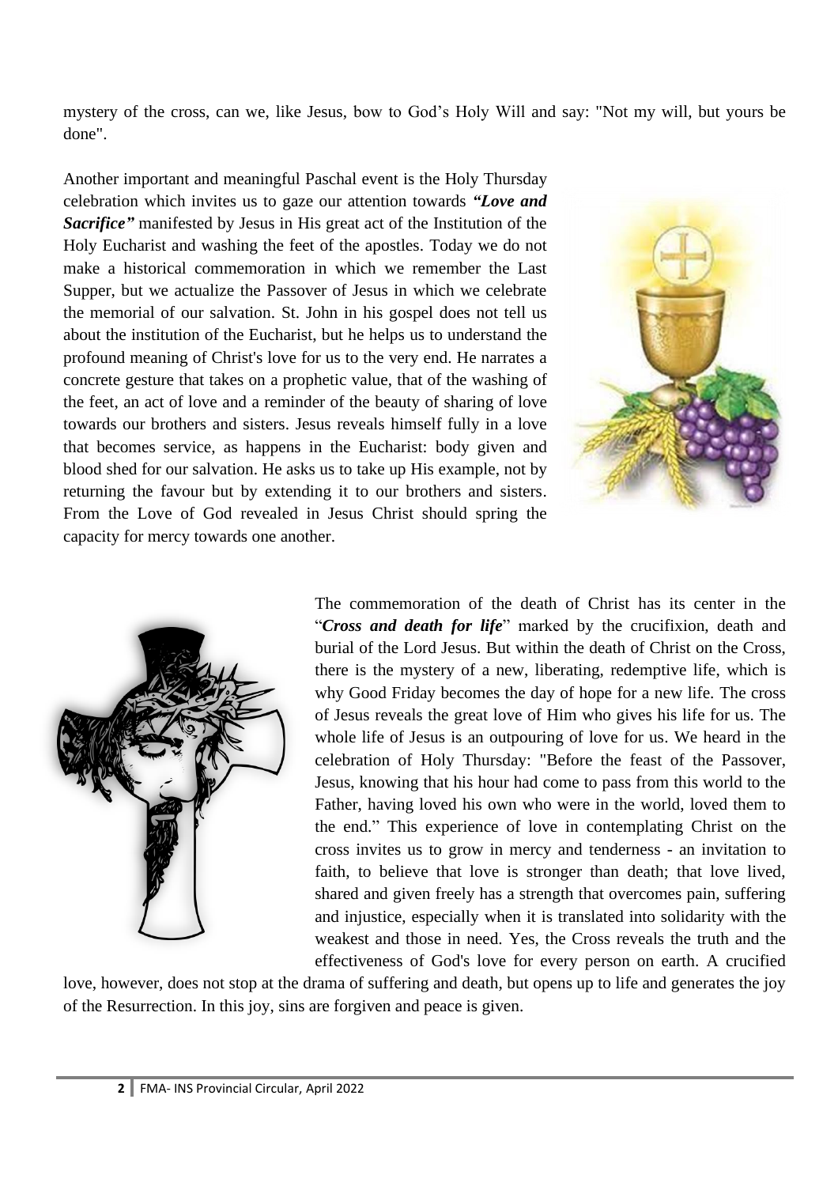mystery of the cross, can we, like Jesus, bow to God's Holy Will and say: "Not my will, but yours be done".

Another important and meaningful Paschal event is the Holy Thursday celebration which invites us to gaze our attention towards ***"Love and Sacrifice"*** manifested by Jesus in His great act of the Institution of the Holy Eucharist and washing the feet of the apostles. Today we do not make a historical commemoration in which we remember the Last Supper, but we actualize the Passover of Jesus in which we celebrate the memorial of our salvation. St. John in his gospel does not tell us about the institution of the Eucharist, but he helps us to understand the profound meaning of Christ's love for us to the very end. He narrates a concrete gesture that takes on a prophetic value, that of the washing of the feet, an act of love and a reminder of the beauty of sharing of love towards our brothers and sisters. Jesus reveals himself fully in a love that becomes service, as happens in the Eucharist: body given and blood shed for our salvation. He asks us to take up His example, not by returning the favour but by extending it to our brothers and sisters. From the Love of God revealed in Jesus Christ should spring the capacity for mercy towards one another.

The commemoration of the death of Christ has its center in the "***Cross and death for life***" marked by the crucifixion, death and burial of the Lord Jesus. But within the death of Christ on the Cross, there is the mystery of a new, liberating, redemptive life, which is why Good Friday becomes the day of hope for a new life. The cross of Jesus reveals the great love of Him who gives his life for us. The whole life of Jesus is an outpouring of love for us. We heard in the celebration of Holy Thursday: "Before the feast of the Passover, Jesus, knowing that his hour had come to pass from this world to the Father, having loved his own who were in the world, loved them to the end." This experience of love in contemplating Christ on the cross invites us to grow in mercy and tenderness - an invitation to faith, to believe that love is stronger than death; that love lived, shared and given freely has a strength that overcomes pain, suffering and injustice, especially when it is translated into solidarity with the weakest and those in need. Yes, the Cross reveals the truth and the effectiveness of God's love for every person on earth. A crucified love, however, does not stop at the drama of suffering and death, but opens up to life and generates the joy of the Resurrection. In this joy, sins are forgiven and peace is given.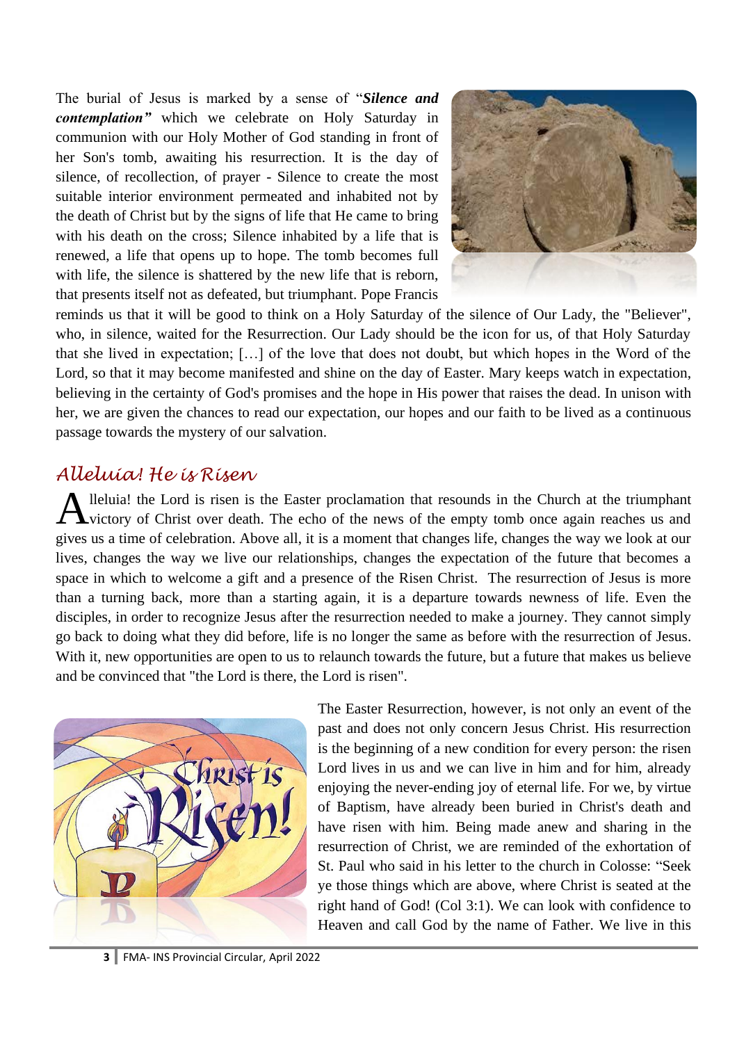The burial of Jesus is marked by a sense of "***Silence and contemplation"*** which we celebrate on Holy Saturday in communion with our Holy Mother of God standing in front of her Son's tomb, awaiting his resurrection. It is the day of silence, of recollection, of prayer - Silence to create the most suitable interior environment permeated and inhabited not by the death of Christ but by the signs of life that He came to bring with his death on the cross; Silence inhabited by a life that is renewed, a life that opens up to hope. The tomb becomes full with life, the silence is shattered by the new life that is reborn, that presents itself not as defeated, but triumphant. Pope Francis reminds us that it will be good to think on a Holy Saturday of the silence of Our Lady, the "Believer", who, in silence, waited for the Resurrection. Our Lady should be the icon for us, of that Holy Saturday that she lived in expectation; […] of the love that does not doubt, but which hopes in the Word of the Lord, so that it may become manifested and shine on the day of Easter. Mary keeps watch in expectation, believing in the certainty of God's promises and the hope in His power that raises the dead. In unison with her, we are given the chances to read our expectation, our hopes and our faith to be lived as a continuous passage towards the mystery of our salvation.

## *Alleluia! He is Risen*

Alleluia! the Lord is risen is the Easter proclamation that resounds in the Church at the triumphant victory of Christ over death. The echo of the news of the empty tomb once again reaches us and gives us a time of celebration. Above all, it is a moment that changes life, changes the way we look at our lives, changes the way we live our relationships, changes the expectation of the future that becomes a space in which to welcome a gift and a presence of the Risen Christ. The resurrection of Jesus is more than a turning back, more than a starting again, it is a departure towards newness of life. Even the disciples, in order to recognize Jesus after the resurrection needed to make a journey. They cannot simply go back to doing what they did before, life is no longer the same as before with the resurrection of Jesus. With it, new opportunities are open to us to relaunch towards the future, but a future that makes us believe and be convinced that "the Lord is there, the Lord is risen".

The Easter Resurrection, however, is not only an event of the past and does not only concern Jesus Christ. His resurrection is the beginning of a new condition for every person: the risen Lord lives in us and we can live in him and for him, already enjoying the never-ending joy of eternal life. For we, by virtue of Baptism, have already been buried in Christ's death and have risen with him. Being made anew and sharing in the resurrection of Christ, we are reminded of the exhortation of St. Paul who said in his letter to the church in Colosse: "Seek ye those things which are above, where Christ is seated at the right hand of God! (Col 3:1). We can look with confidence to Heaven and call God by the name of Father. We live in this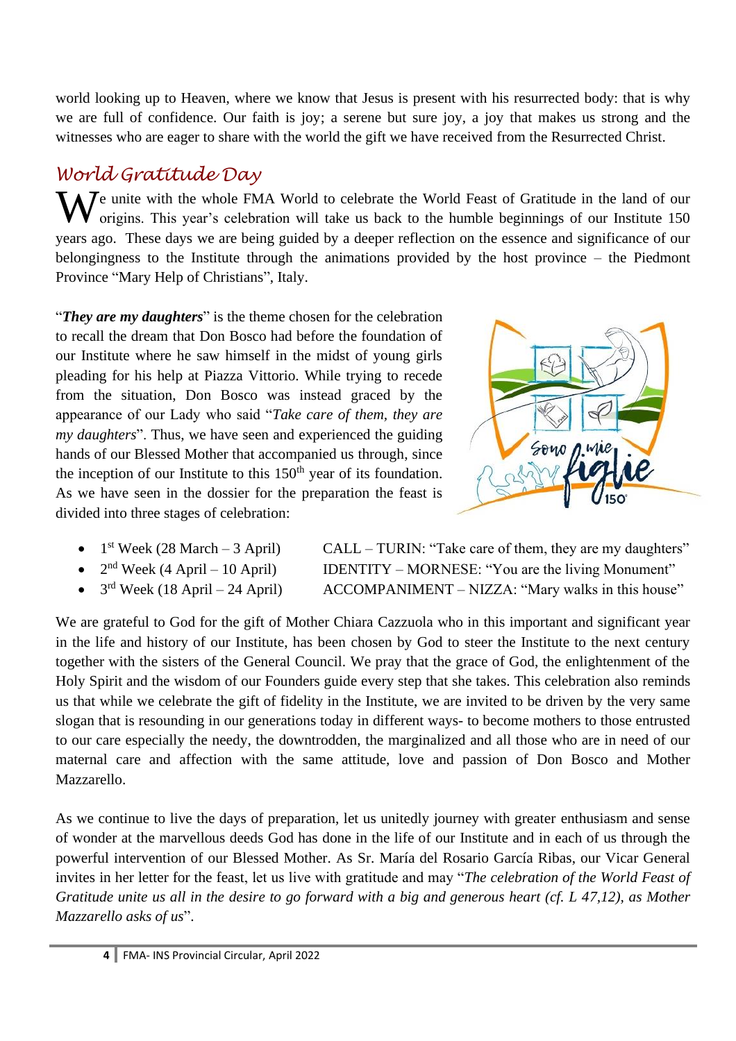world looking up to Heaven, where we know that Jesus is present with his resurrected body: that is why we are full of confidence. Our faith is joy; a serene but sure joy, a joy that makes us strong and the witnesses who are eager to share with the world the gift we have received from the Resurrected Christ.

## *World Gratitude Day*

We unite with the whole FMA World to celebrate the World Feast of Gratitude in the land of our origins. This year's celebration will take us back to the humble beginnings of our Institute 150 years ago. These days we are being guided by a deeper reflection on the essence and significance of our belongingness to the Institute through the animations provided by the host province – the Piedmont Province "Mary Help of Christians", Italy.

"***They are my daughters***" is the theme chosen for the celebration to recall the dream that Don Bosco had before the foundation of our Institute where he saw himself in the midst of young girls pleading for his help at Piazza Vittorio. While trying to recede from the situation, Don Bosco was instead graced by the appearance of our Lady who said "*Take care of them, they are my daughters*". Thus, we have seen and experienced the guiding hands of our Blessed Mother that accompanied us through, since the inception of our Institute to this 150th year of its foundation. As we have seen in the dossier for the preparation the feast is divided into three stages of celebration:

- 1st Week (28 March – 3 April) CALL – TURIN: "Take care of them, they are my daughters"
- 2nd Week (4 April – 10 April) IDENTITY – MORNESE: "You are the living Monument"
- 3rd Week (18 April – 24 April) ACCOMPANIMENT – NIZZA: "Mary walks in this house"

We are grateful to God for the gift of Mother Chiara Cazzuola who in this important and significant year in the life and history of our Institute, has been chosen by God to steer the Institute to the next century together with the sisters of the General Council. We pray that the grace of God, the enlightenment of the Holy Spirit and the wisdom of our Founders guide every step that she takes. This celebration also reminds us that while we celebrate the gift of fidelity in the Institute, we are invited to be driven by the very same slogan that is resounding in our generations today in different ways- to become mothers to those entrusted to our care especially the needy, the downtrodden, the marginalized and all those who are in need of our maternal care and affection with the same attitude, love and passion of Don Bosco and Mother Mazzarello.

As we continue to live the days of preparation, let us unitedly journey with greater enthusiasm and sense of wonder at the marvellous deeds God has done in the life of our Institute and in each of us through the powerful intervention of our Blessed Mother. As Sr. María del Rosario García Ribas, our Vicar General invites in her letter for the feast, let us live with gratitude and may "*The celebration of the World Feast of Gratitude unite us all in the desire to go forward with a big and generous heart (cf. L 47,12), as Mother Mazzarello asks of us*".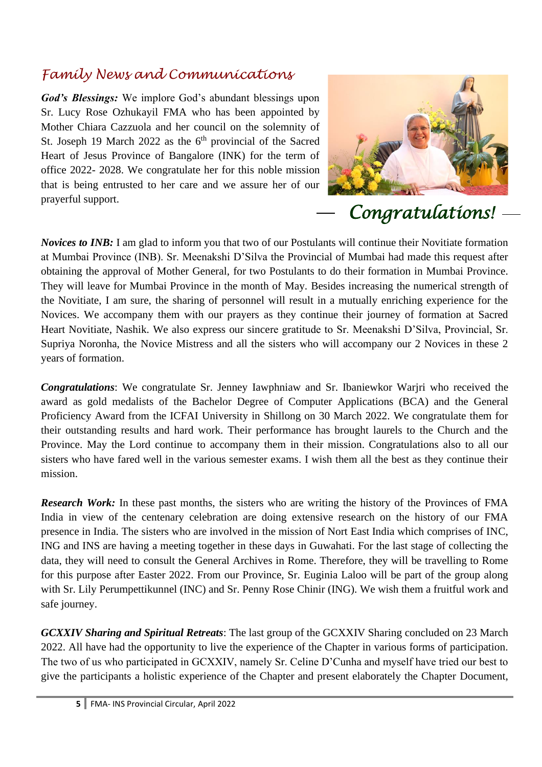## Family News and Communications

***God's Blessings:*** We implore God's abundant blessings upon Sr. Lucy Rose Ozhukayil FMA who has been appointed by Mother Chiara Cazzuola and her council on the solemnity of St. Joseph 19 March 2022 as the 6th provincial of the Sacred Heart of Jesus Province of Bangalore (INK) for the term of office 2022- 2028. We congratulate her for this noble mission that is being entrusted to her care and we assure her of our prayerful support.

Congratulations!

***Novices to INB:*** I am glad to inform you that two of our Postulants will continue their Novitiate formation at Mumbai Province (INB). Sr. Meenakshi D'Silva the Provincial of Mumbai had made this request after obtaining the approval of Mother General, for two Postulants to do their formation in Mumbai Province. They will leave for Mumbai Province in the month of May. Besides increasing the numerical strength of the Novitiate, I am sure, the sharing of personnel will result in a mutually enriching experience for the Novices. We accompany them with our prayers as they continue their journey of formation at Sacred Heart Novitiate, Nashik. We also express our sincere gratitude to Sr. Meenakshi D'Silva, Provincial, Sr. Supriya Noronha, the Novice Mistress and all the sisters who will accompany our 2 Novices in these 2 years of formation.

***Congratulations***: We congratulate Sr. Jenney Iawphniaw and Sr. Ibaniewkor Warjri who received the award as gold medalists of the Bachelor Degree of Computer Applications (BCA) and the General Proficiency Award from the ICFAI University in Shillong on 30 March 2022. We congratulate them for their outstanding results and hard work. Their performance has brought laurels to the Church and the Province. May the Lord continue to accompany them in their mission. Congratulations also to all our sisters who have fared well in the various semester exams. I wish them all the best as they continue their mission.

***Research Work:*** In these past months, the sisters who are writing the history of the Provinces of FMA India in view of the centenary celebration are doing extensive research on the history of our FMA presence in India. The sisters who are involved in the mission of Nort East India which comprises of INC, ING and INS are having a meeting together in these days in Guwahati. For the last stage of collecting the data, they will need to consult the General Archives in Rome. Therefore, they will be travelling to Rome for this purpose after Easter 2022. From our Province, Sr. Euginia Laloo will be part of the group along with Sr. Lily Perumpettikunnel (INC) and Sr. Penny Rose Chinir (ING). We wish them a fruitful work and safe journey.

***GCXXIV Sharing and Spiritual Retreats***: The last group of the GCXXIV Sharing concluded on 23 March 2022. All have had the opportunity to live the experience of the Chapter in various forms of participation. The two of us who participated in GCXXIV, namely Sr. Celine D'Cunha and myself have tried our best to give the participants a holistic experience of the Chapter and present elaborately the Chapter Document,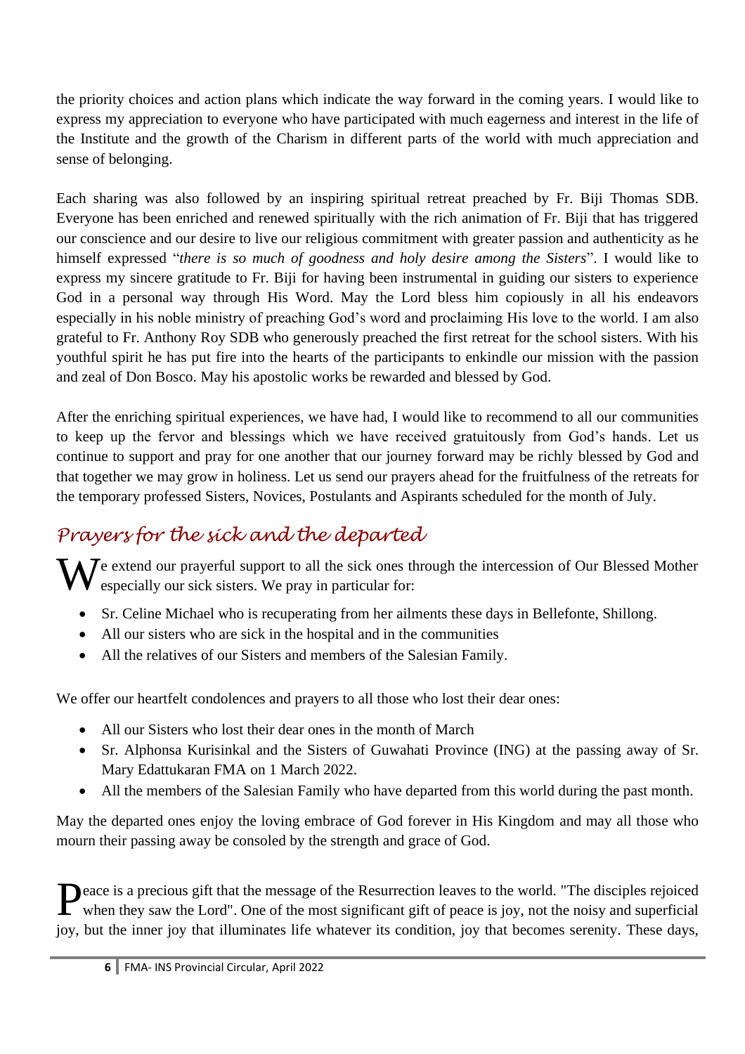the priority choices and action plans which indicate the way forward in the coming years. I would like to express my appreciation to everyone who have participated with much eagerness and interest in the life of the Institute and the growth of the Charism in different parts of the world with much appreciation and sense of belonging.

Each sharing was also followed by an inspiring spiritual retreat preached by Fr. Biji Thomas SDB. Everyone has been enriched and renewed spiritually with the rich animation of Fr. Biji that has triggered our conscience and our desire to live our religious commitment with greater passion and authenticity as he himself expressed "*there is so much of goodness and holy desire among the Sisters*". I would like to express my sincere gratitude to Fr. Biji for having been instrumental in guiding our sisters to experience God in a personal way through His Word. May the Lord bless him copiously in all his endeavors especially in his noble ministry of preaching God's word and proclaiming His love to the world. I am also grateful to Fr. Anthony Roy SDB who generously preached the first retreat for the school sisters. With his youthful spirit he has put fire into the hearts of the participants to enkindle our mission with the passion and zeal of Don Bosco. May his apostolic works be rewarded and blessed by God.

After the enriching spiritual experiences, we have had, I would like to recommend to all our communities to keep up the fervor and blessings which we have received gratuitously from God's hands. Let us continue to support and pray for one another that our journey forward may be richly blessed by God and that together we may grow in holiness. Let us send our prayers ahead for the fruitfulness of the retreats for the temporary professed Sisters, Novices, Postulants and Aspirants scheduled for the month of July.

## *Prayers for the sick and the departed*

We extend our prayerful support to all the sick ones through the intercession of Our Blessed Mother especially our sick sisters. We pray in particular for:

- Sr. Celine Michael who is recuperating from her ailments these days in Bellefonte, Shillong.
- All our sisters who are sick in the hospital and in the communities
- All the relatives of our Sisters and members of the Salesian Family.

We offer our heartfelt condolences and prayers to all those who lost their dear ones:

- All our Sisters who lost their dear ones in the month of March
- Sr. Alphonsa Kurisinkal and the Sisters of Guwahati Province (ING) at the passing away of Sr. Mary Edattukaran FMA on 1 March 2022.
- All the members of the Salesian Family who have departed from this world during the past month.

May the departed ones enjoy the loving embrace of God forever in His Kingdom and may all those who mourn their passing away be consoled by the strength and grace of God.

Peace is a precious gift that the message of the Resurrection leaves to the world. "The disciples rejoiced when they saw the Lord". One of the most significant gift of peace is joy, not the noisy and superficial joy, but the inner joy that illuminates life whatever its condition, joy that becomes serenity. These days,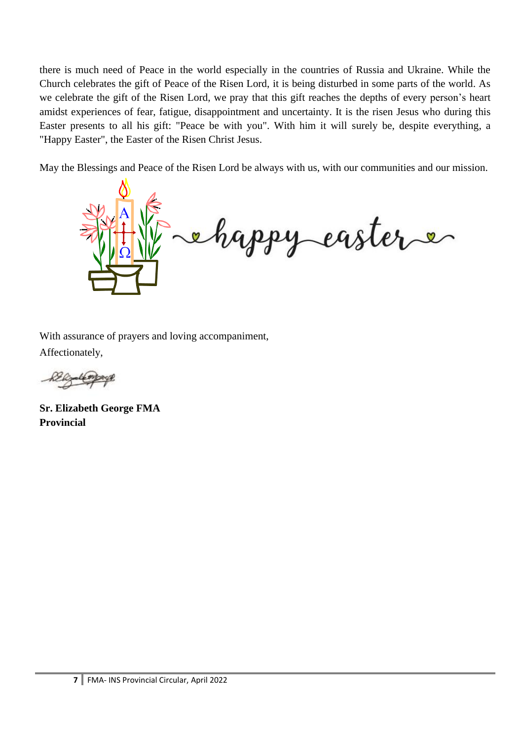there is much need of Peace in the world especially in the countries of Russia and Ukraine. While the Church celebrates the gift of Peace of the Risen Lord, it is being disturbed in some parts of the world. As we celebrate the gift of the Risen Lord, we pray that this gift reaches the depths of every person's heart amidst experiences of fear, fatigue, disappointment and uncertainty. It is the risen Jesus who during this Easter presents to all his gift: "Peace be with you". With him it will surely be, despite everything, a "Happy Easter", the Easter of the Risen Christ Jesus.

May the Blessings and Peace of the Risen Lord be always with us, with our communities and our mission.

happy easter

With assurance of prayers and loving accompaniment,
Affectionately,

**Sr. Elizabeth George FMA**
**Provincial**